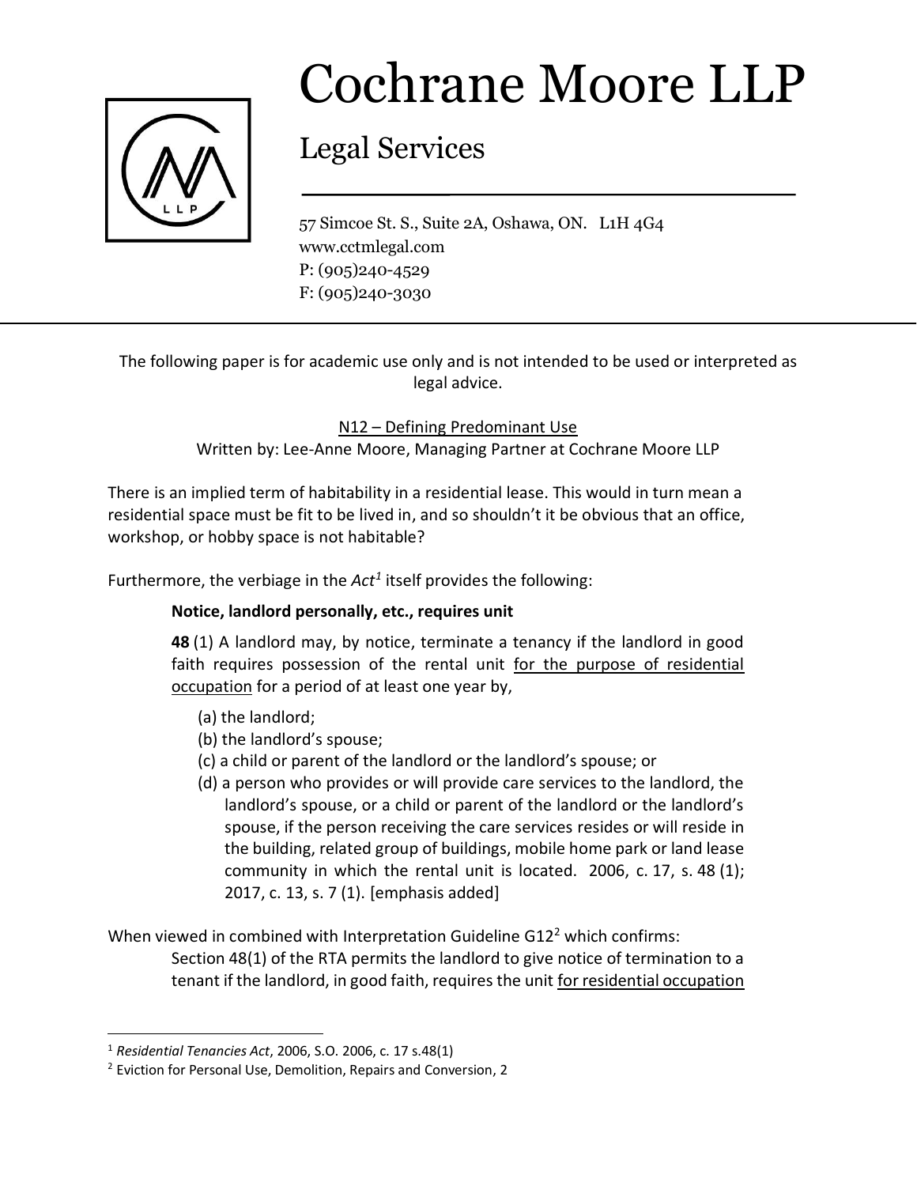# Cochrane Moore LLP

## Legal Services

57 Simcoe St. S., Suite 2A, Oshawa, ON. L1H 4G4
www.cctmlegal.com
P: (905)240-4529
F: (905)240-3030

---

The following paper is for academic use only and is not intended to be used or interpreted as legal advice.

N12 – Defining Predominant Use

Written by: Lee-Anne Moore, Managing Partner at Cochrane Moore LLP

There is an implied term of habitability in a residential lease. This would in turn mean a residential space must be fit to be lived in, and so shouldn't it be obvious that an office, workshop, or hobby space is not habitable?

Furthermore, the verbiage in the *Act*[1] itself provides the following:

> **Notice, landlord personally, etc., requires unit**
>
> **48** (1) A landlord may, by notice, terminate a tenancy if the landlord in good faith requires possession of the rental unit for the purpose of residential occupation for a period of at least one year by,
>
> (a) the landlord;
> (b) the landlord's spouse;
> (c) a child or parent of the landlord or the landlord's spouse; or
> (d) a person who provides or will provide care services to the landlord, the landlord's spouse, or a child or parent of the landlord or the landlord's spouse, if the person receiving the care services resides or will reside in the building, related group of buildings, mobile home park or land lease community in which the rental unit is located. 2006, c. 17, s. 48 (1); 2017, c. 13, s. 7 (1). [emphasis added]

When viewed in combined with Interpretation Guideline G12[2] which confirms:

> Section 48(1) of the RTA permits the landlord to give notice of termination to a tenant if the landlord, in good faith, requires the unit for residential occupation

---

[1] *Residential Tenancies Act*, 2006, S.O. 2006, c. 17 s.48(1)

[2] Eviction for Personal Use, Demolition, Repairs and Conversion, 2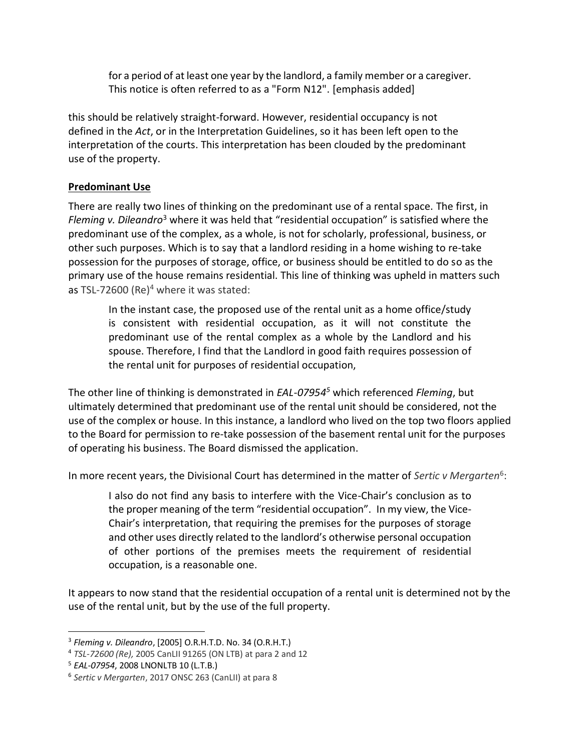> for a period of at least one year by the landlord, a family member or a caregiver. This notice is often referred to as a "Form N12". [emphasis added]

this should be relatively straight-forward. However, residential occupancy is not defined in the *Act*, or in the Interpretation Guidelines, so it has been left open to the interpretation of the courts. This interpretation has been clouded by the predominant use of the property.

**Predominant Use**

There are really two lines of thinking on the predominant use of a rental space. The first, in *Fleming v. Dileandro*[3] where it was held that "residential occupation" is satisfied where the predominant use of the complex, as a whole, is not for scholarly, professional, business, or other such purposes. Which is to say that a landlord residing in a home wishing to re-take possession for the purposes of storage, office, or business should be entitled to do so as the primary use of the house remains residential. This line of thinking was upheld in matters such as TSL-72600 (Re)[4] where it was stated:

> In the instant case, the proposed use of the rental unit as a home office/study is consistent with residential occupation, as it will not constitute the predominant use of the rental complex as a whole by the Landlord and his spouse. Therefore, I find that the Landlord in good faith requires possession of the rental unit for purposes of residential occupation,

The other line of thinking is demonstrated in *EAL-07954*[5] which referenced *Fleming*, but ultimately determined that predominant use of the rental unit should be considered, not the use of the complex or house. In this instance, a landlord who lived on the top two floors applied to the Board for permission to re-take possession of the basement rental unit for the purposes of operating his business. The Board dismissed the application.

In more recent years, the Divisional Court has determined in the matter of *Sertic v Mergarten*[6]:

> I also do not find any basis to interfere with the Vice-Chair's conclusion as to the proper meaning of the term "residential occupation". In my view, the Vice-Chair's interpretation, that requiring the premises for the purposes of storage and other uses directly related to the landlord's otherwise personal occupation of other portions of the premises meets the requirement of residential occupation, is a reasonable one.

It appears to now stand that the residential occupation of a rental unit is determined not by the use of the rental unit, but by the use of the full property.

---

[3] *Fleming v. Dileandro*, [2005] O.R.H.T.D. No. 34 (O.R.H.T.)

[4] *TSL-72600 (Re),* 2005 CanLII 91265 (ON LTB) at para 2 and 12

[5] *EAL-07954*, 2008 LNONLTB 10 (L.T.B.)

[6] *Sertic v Mergarten*, 2017 ONSC 263 (CanLII) at para 8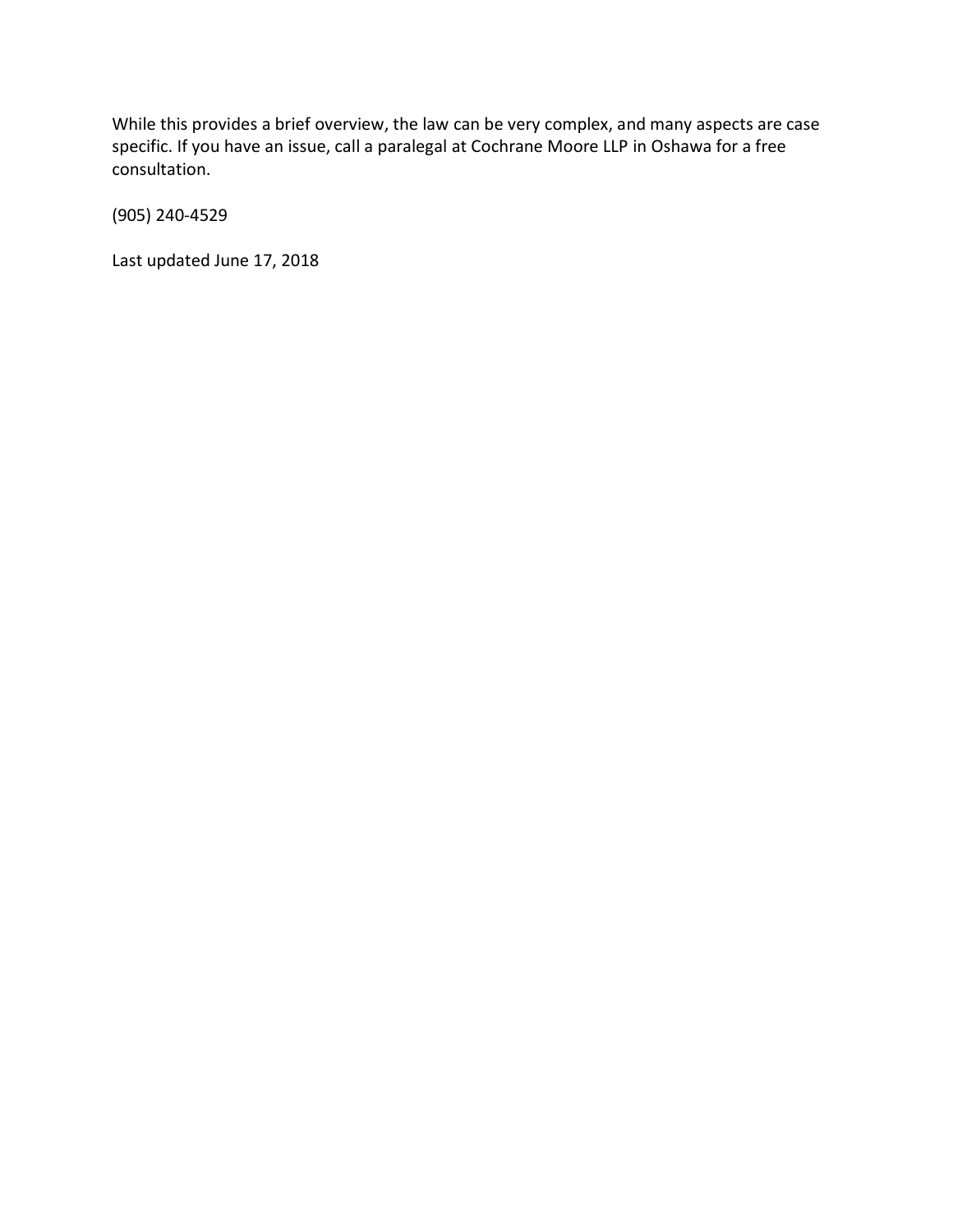While this provides a brief overview, the law can be very complex, and many aspects are case specific. If you have an issue, call a paralegal at Cochrane Moore LLP in Oshawa for a free consultation.

(905) 240-4529

Last updated June 17, 2018